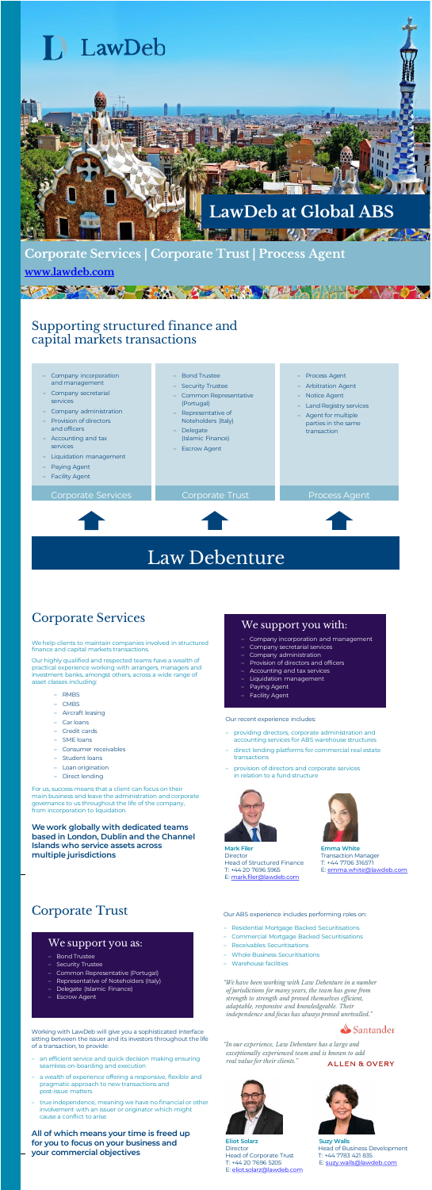# LawDeb

## LawDeb at Global ABS

**Corporate Services | Corporate Trust | Process Agent**

**www.lawdeb.com**

## Supporting structured finance and capital markets transactions

**Corporate Services**

- Company incorporation and management
- Company secretarial services
- Company administration
- Provision of directors and officers
- Accounting and tax services
- Liquidation management
- Paying Agent
- Facility Agent

**Corporate Trust**

- Bond Trustee
- Security Trustee
- Common Representative (Portugal)
- Representative of Noteholders (Italy)
- Delegate (Islamic Finance)
- Escrow Agent

**Process Agent**

- Process Agent
- Arbitration Agent
- Notice Agent
- Land Registry services
- Agent for multiple parties in the same transaction

# Law Debenture

## Corporate Services

We help clients to maintain companies involved in structured finance and capital markets transactions.

Our highly qualified and respected teams have a wealth of practical experience working with arrangers, managers and investment banks, amongst others, across a wide range of asset classes including:

- RMBS
- CMBS
- Aircraft leasing
- Car loans
- Credit cards
- SME loans
- Consumer receivables
- Student loans
- Loan origination
- Direct lending

For us, success means that a client can focus on their main business and leave the administration and corporate governance to us throughout the life of the company, from incorporation to liquidation.

**We work globally with dedicated teams based in London, Dublin and the Channel Islands who service assets across multiple jurisdictions**

### We support you with:

- Company incorporation and management
- Company secretarial services
- Company administration
- Provision of directors and officers
- Accounting and tax services
- Liquidation management
- Paying Agent
- Facility Agent

Our recent experience includes:

- providing directors, corporate administration and accounting services for ABS warehouse structures
- direct lending platforms for commercial real estate transactions
- provision of directors and corporate services in relation to a fund structure

**Mark Filer**
Director
Head of Structured Finance
T: +44 20 7696 5965
E: mark.filer@lawdeb.com

**Emma White**
Transaction Manager
T: +44 7706 316571
E: emma.white@lawdeb.com

## Corporate Trust

### We support you as:

- Bond Trustee
- Security Trustee
- Common Representative (Portugal)
- Representative of Noteholders (Italy)
- Delegate (Islamic Finance)
- Escrow Agent

Working with LawDeb will give you a sophisticated interface sitting between the issuer and its investors throughout the life of a transaction, to provide:

- an efficient service and quick decision making ensuring seamless on-boarding and execution
- a wealth of experience offering a responsive, flexible and pragmatic approach to new transactions and post-issue matters
- true independence, meaning we have no financial or other involvement with an issuer or originator which might cause a conflict to arise

**All of which means your time is freed up for you to focus on your business and your commercial objectives**

Our ABS experience includes performing roles on:

- Residential Mortgage Backed Securitisations
- Commercial Mortgage Backed Securitisations
- Receivables Securitisations
- Whole Business Securitisations
- Warehouse facilities

*"We have been working with Law Debenture in a number of jurisdictions for many years, the team has gone from strength to strength and proved themselves efficient, adaptable, responsive and knowledgeable. Their independence and focus has always proved unrivalled."*

Santander

*"In our experience, Law Debenture has a large and exceptionally experienced team and is known to add real value for their clients."*

ALLEN & OVERY

**Eliot Solarz**
Director
Head of Corporate Trust
T: +44 20 7696 5205
E: eliot.solarz@lawdeb.com

**Suzy Walls**
Head of Business Development
T: +44 7783 421 835
E: suzy.walls@lawdeb.com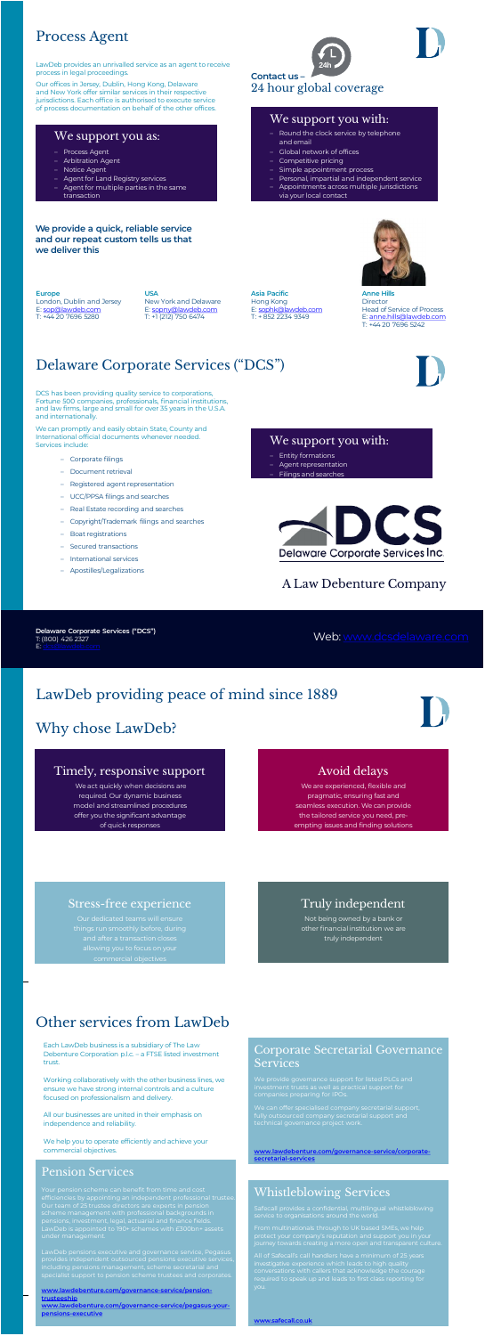# Process Agent

LawDeb provides an unrivalled service as an agent to receive process in legal proceedings.

Our offices in Jersey, Dublin, Hong Kong, Delaware and New York offer similar services in their respective jurisdictions. Each office is authorised to execute service of process documentation on behalf of the other offices.

**Contact us –**
24 hour global coverage

## We support you as:

- Process Agent
- Arbitration Agent
- Notice Agent
- Agent for Land Registry services
- Agent for multiple parties in the same transaction

## We support you with:

- Round the clock service by telephone and email
- Global network of offices
- Competitive pricing
- Simple appointment process
- Personal, impartial and independent service
- Appointments across multiple jurisdictions via your local contact

**We provide a quick, reliable service and our repeat custom tells us that we deliver this**

**Europe**
London, Dublin and Jersey
E: sop@lawdeb.com
T: +44 20 7696 5280

**USA**
New York and Delaware
E: sopny@lawdeb.com
T: +1 (212) 750 6474

**Asia Pacific**
Hong Kong
E: sophk@lawdeb.com
T: + 852 2234 9349

**Anne Hills**
Director
Head of Service of Process
E: anne.hills@lawdeb.com
T: +44 20 7696 5242

# Delaware Corporate Services ("DCS")

DCS has been providing quality service to corporations, Fortune 500 companies, professionals, financial institutions, and law firms, large and small for over 35 years in the U.S.A. and internationally.

We can promptly and easily obtain State, County and International official documents whenever needed. Services include:

- Corporate filings
- Document retrieval
- Registered agent representation
- UCC/PPSA filings and searches
- Real Estate recording and searches
- Copyright/Trademark filings and searches
- Boat registrations
- Secured transactions
- International services
- Apostilles/Legalizations

## We support you with:

- Entity formations
- Agent representation
- Filings and searches

DCS Delaware Corporate Services Inc.

A Law Debenture Company

**Delaware Corporate Services ("DCS")**
T: (800) 426 2327
E:

Web: www.dcsdelaware.com

# LawDeb providing peace of mind since 1889

# Why chose LawDeb?

## Timely, responsive support

We act quickly when decisions are required. Our dynamic business model and streamlined procedures offer you the significant advantage of quick responses

## Avoid delays

We are experienced, flexible and pragmatic, ensuring fast and seamless execution. We can provide the tailored service you need, pre-empting issues and finding solutions

## Stress-free experience

Our dedicated teams will ensure things run smoothly before, during and after a transaction closes allowing you to focus on your commercial objectives

## Truly independent

Not being owned by a bank or other financial institution we are truly independent

# Other services from LawDeb

Each LawDeb business is a subsidiary of The Law Debenture Corporation p.l.c. – a FTSE listed investment trust.

Working collaboratively with the other business lines, we ensure we have strong internal controls and a culture focused on professionalism and delivery.

All our businesses are united in their emphasis on independence and reliability.

We help you to operate efficiently and achieve your commercial objectives.

## Pension Services

Your pension scheme can benefit from time and cost efficiencies by appointing an independent professional trustee. Our team of 29 trustee directors are experts in pension scheme management with professional backgrounds in pensions, investment, legal, actuarial and finance fields. LawDeb is appointed to 190+ schemes with £300bn+ assets under management.

LawDeb pensions executive and governance service, Pegasus provides independent outsourced pensions executive services, including pensions management, scheme secretarial and specialist support to pension scheme trustees and corporates.

www.lawdebenture.com/governance-service/pension-trusteeship
www.lawdebenture.com/governance-service/pegasus-your-pensions-executive

## Corporate Secretarial Governance Services

We provide governance support for listed PLCs and investment trusts as well as practical support for companies preparing for IPOs.

We can offer specialised company secretarial support, fully outsourced company secretarial support and technical governance project work.

www.lawdebenture.com/governance-service/corporate-secretarial-services

## Whistleblowing Services

Safecall provides a confidential, multilingual whistleblowing service to organisations around the world.

From multinationals through to UK based SMEs, we help protect your company's reputation and support you in your journey towards creating a more open and transparent culture.

All of Safecall's call handlers have a minimum of 25 years investigative experience which leads to high quality conversations with callers that acknowledge the courage required to speak up and leads to first class reporting for you.

www.safecall.co.uk